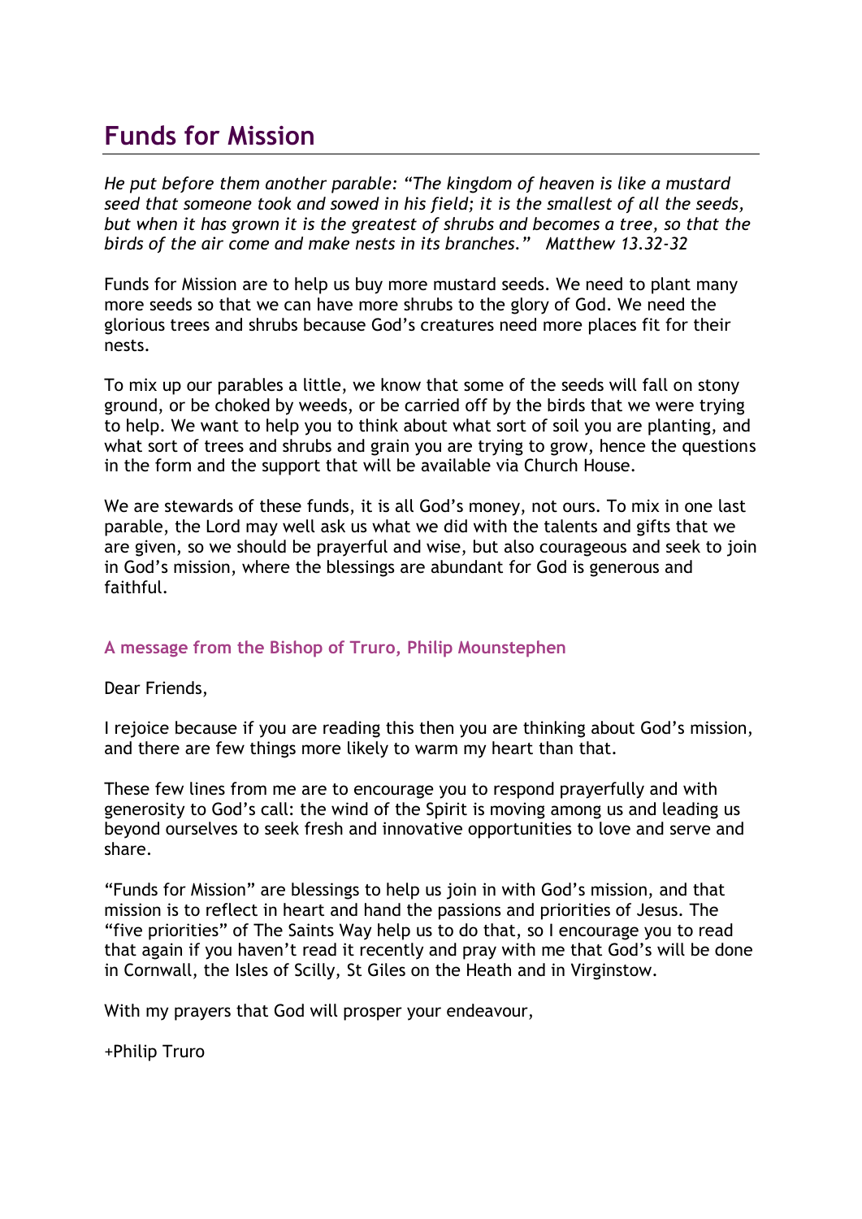# Funds for Mission

*He put before them another parable: "The kingdom of heaven is like a mustard seed that someone took and sowed in his field; it is the smallest of all the seeds, but when it has grown it is the greatest of shrubs and becomes a tree, so that the birds of the air come and make nests in its branches." Matthew 13.32-32*

Funds for Mission are to help us buy more mustard seeds. We need to plant many more seeds so that we can have more shrubs to the glory of God. We need the glorious trees and shrubs because God's creatures need more places fit for their nests.

To mix up our parables a little, we know that some of the seeds will fall on stony ground, or be choked by weeds, or be carried off by the birds that we were trying to help. We want to help you to think about what sort of soil you are planting, and what sort of trees and shrubs and grain you are trying to grow, hence the questions in the form and the support that will be available via Church House.

We are stewards of these funds, it is all God's money, not ours. To mix in one last parable, the Lord may well ask us what we did with the talents and gifts that we are given, so we should be prayerful and wise, but also courageous and seek to join in God's mission, where the blessings are abundant for God is generous and faithful.

### A message from the Bishop of Truro, Philip Mounstephen

Dear Friends,

I rejoice because if you are reading this then you are thinking about God's mission, and there are few things more likely to warm my heart than that.

These few lines from me are to encourage you to respond prayerfully and with generosity to God's call: the wind of the Spirit is moving among us and leading us beyond ourselves to seek fresh and innovative opportunities to love and serve and share.

"Funds for Mission" are blessings to help us join in with God's mission, and that mission is to reflect in heart and hand the passions and priorities of Jesus. The "five priorities" of The Saints Way help us to do that, so I encourage you to read that again if you haven't read it recently and pray with me that God's will be done in Cornwall, the Isles of Scilly, St Giles on the Heath and in Virginstow.

With my prayers that God will prosper your endeavour,

+Philip Truro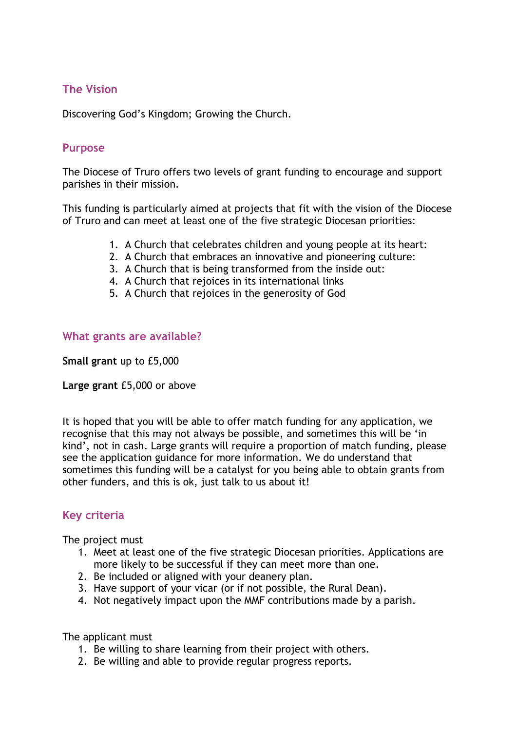## The Vision

Discovering God's Kingdom; Growing the Church.

## Purpose

The Diocese of Truro offers two levels of grant funding to encourage and support parishes in their mission.

This funding is particularly aimed at projects that fit with the vision of the Diocese of Truro and can meet at least one of the five strategic Diocesan priorities:

1. A Church that celebrates children and young people at its heart:
2. A Church that embraces an innovative and pioneering culture:
3. A Church that is being transformed from the inside out:
4. A Church that rejoices in its international links
5. A Church that rejoices in the generosity of God

## What grants are available?

**Small grant** up to £5,000

**Large grant** £5,000 or above

It is hoped that you will be able to offer match funding for any application, we recognise that this may not always be possible, and sometimes this will be 'in kind', not in cash. Large grants will require a proportion of match funding, please see the application guidance for more information. We do understand that sometimes this funding will be a catalyst for you being able to obtain grants from other funders, and this is ok, just talk to us about it!

## Key criteria

The project must

1. Meet at least one of the five strategic Diocesan priorities. Applications are more likely to be successful if they can meet more than one.
2. Be included or aligned with your deanery plan.
3. Have support of your vicar (or if not possible, the Rural Dean).
4. Not negatively impact upon the MMF contributions made by a parish.

The applicant must

1. Be willing to share learning from their project with others.
2. Be willing and able to provide regular progress reports.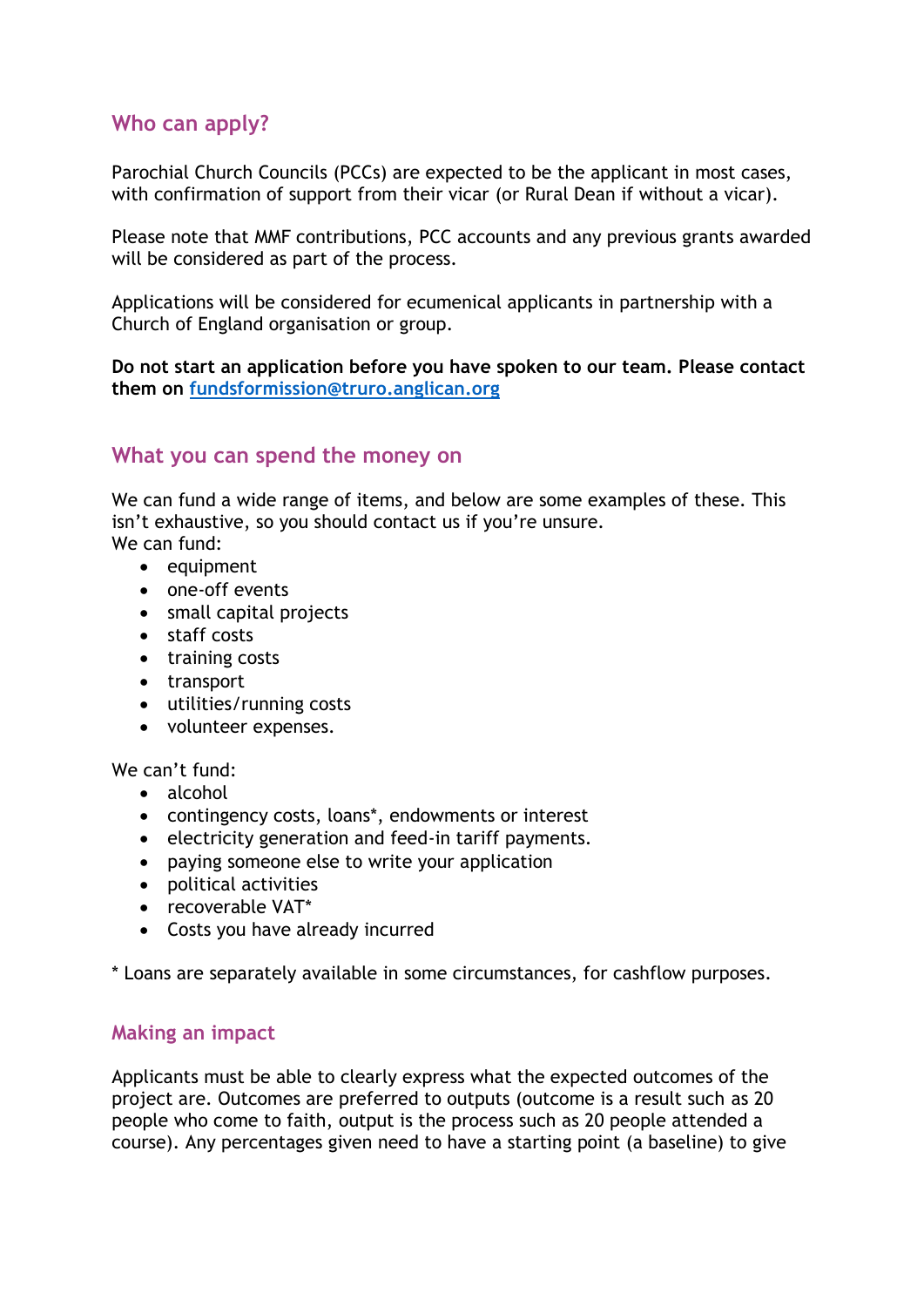## Who can apply?

Parochial Church Councils (PCCs) are expected to be the applicant in most cases, with confirmation of support from their vicar (or Rural Dean if without a vicar).

Please note that MMF contributions, PCC accounts and any previous grants awarded will be considered as part of the process.

Applications will be considered for ecumenical applicants in partnership with a Church of England organisation or group.

**Do not start an application before you have spoken to our team. Please contact them on [fundsformission@truro.anglican.org](mailto:fundsformission@truro.anglican.org)**

## What you can spend the money on

We can fund a wide range of items, and below are some examples of these. This isn't exhaustive, so you should contact us if you're unsure.
We can fund:

- equipment
- one-off events
- small capital projects
- staff costs
- training costs
- transport
- utilities/running costs
- volunteer expenses.

We can't fund:

- alcohol
- contingency costs, loans*, endowments or interest
- electricity generation and feed-in tariff payments.
- paying someone else to write your application
- political activities
- recoverable VAT*
- Costs you have already incurred

* Loans are separately available in some circumstances, for cashflow purposes.

### Making an impact

Applicants must be able to clearly express what the expected outcomes of the project are. Outcomes are preferred to outputs (outcome is a result such as 20 people who come to faith, output is the process such as 20 people attended a course). Any percentages given need to have a starting point (a baseline) to give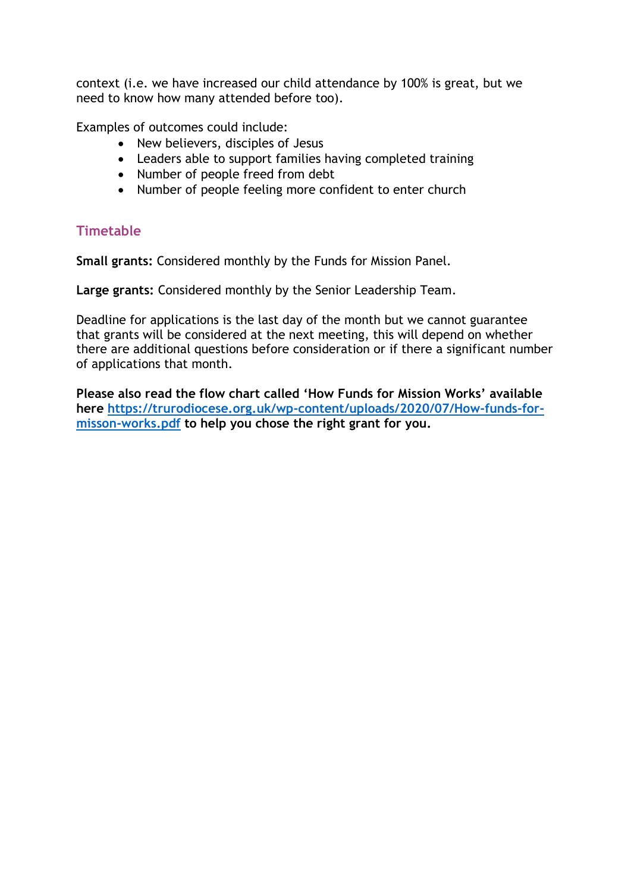context (i.e. we have increased our child attendance by 100% is great, but we need to know how many attended before too).

Examples of outcomes could include:

- New believers, disciples of Jesus
- Leaders able to support families having completed training
- Number of people freed from debt
- Number of people feeling more confident to enter church

## Timetable

**Small grants:** Considered monthly by the Funds for Mission Panel.

**Large grants:** Considered monthly by the Senior Leadership Team.

Deadline for applications is the last day of the month but we cannot guarantee that grants will be considered at the next meeting, this will depend on whether there are additional questions before consideration or if there a significant number of applications that month.

**Please also read the flow chart called 'How Funds for Mission Works' available here [https://trurodiocese.org.uk/wp-content/uploads/2020/07/How-funds-for-misson-works.pdf](https://trurodiocese.org.uk/wp-content/uploads/2020/07/How-funds-for-misson-works.pdf) to help you chose the right grant for you.**